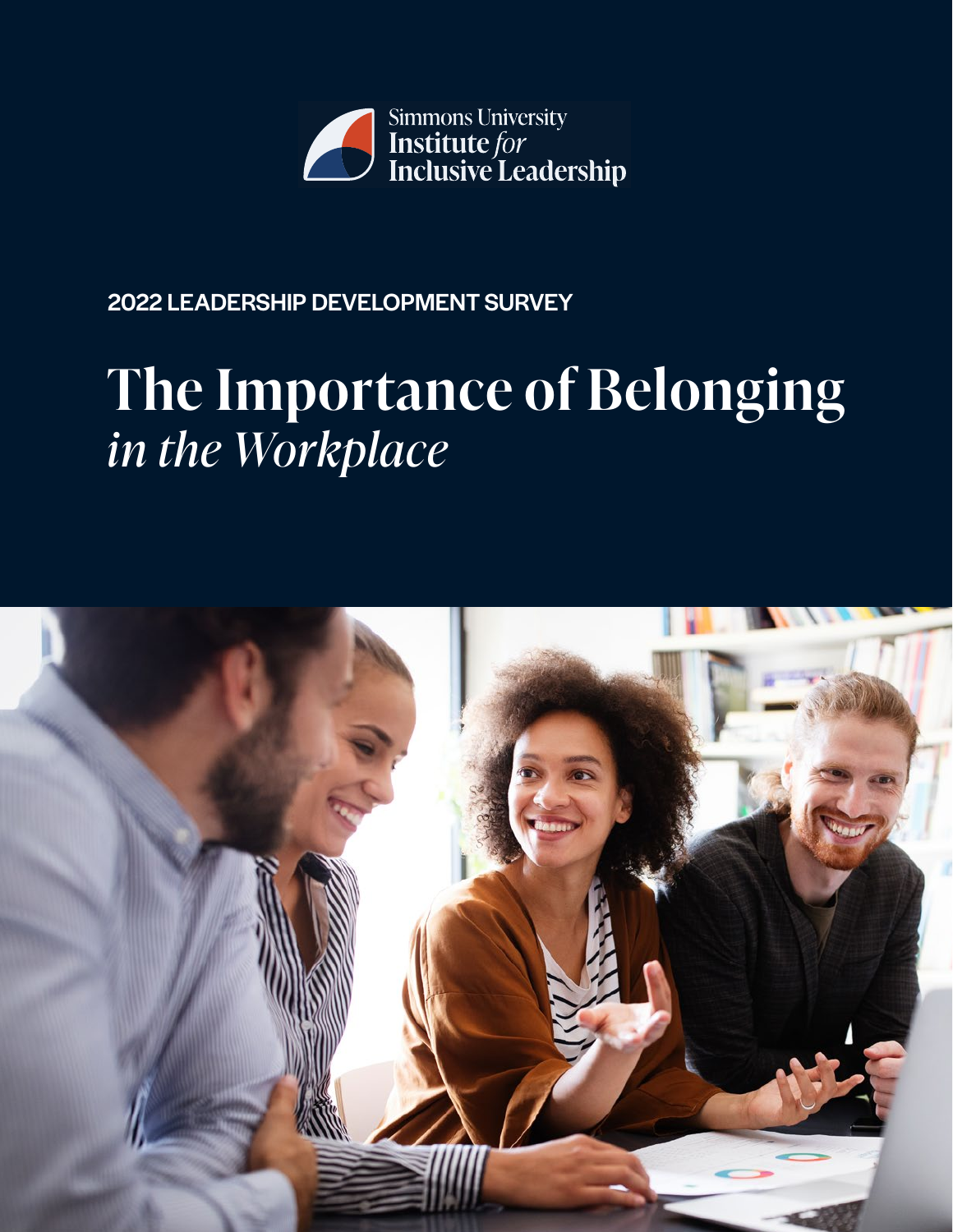Simmons University Institute *for* Inclusive Leadership

2022 LEADERSHIP DEVELOPMENT SURVEY

# The Importance of Belonging *in the Workplace*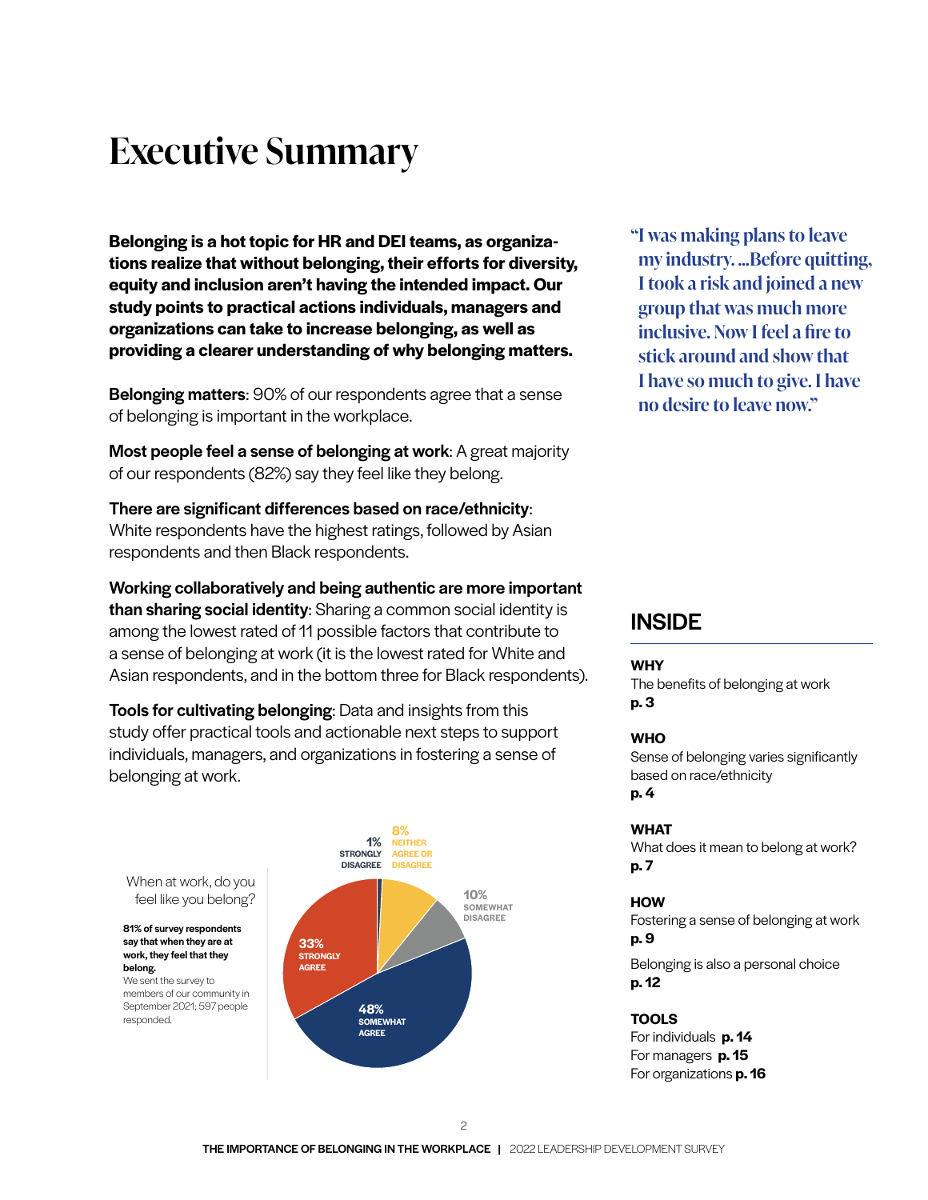# Executive Summary

**Belonging is a hot topic for HR and DEI teams, as organizations realize that without belonging, their efforts for diversity, equity and inclusion aren't having the intended impact. Our study points to practical actions individuals, managers and organizations can take to increase belonging, as well as providing a clearer understanding of why belonging matters.**

**Belonging matters**: 90% of our respondents agree that a sense of belonging is important in the workplace.

**Most people feel a sense of belonging at work**: A great majority of our respondents (82%) say they feel like they belong.

**There are significant differences based on race/ethnicity**: White respondents have the highest ratings, followed by Asian respondents and then Black respondents.

**Working collaboratively and being authentic are more important than sharing social identity**: Sharing a common social identity is among the lowest rated of 11 possible factors that contribute to a sense of belonging at work (it is the lowest rated for White and Asian respondents, and in the bottom three for Black respondents).

**Tools for cultivating belonging**: Data and insights from this study offer practical tools and actionable next steps to support individuals, managers, and organizations in fostering a sense of belonging at work.

When at work, do you feel like you belong?

**81% of survey respondents say that when they are at work, they feel that they belong.**
We sent the survey to members of our community in September 2021; 597 people responded.

| Response | Percentage |
| --- | --- |
| Strongly agree | 33% |
| Somewhat agree | 48% |
| Neither agree or disagree | 8% |
| Somewhat disagree | 10% |
| Strongly disagree | 1% |

> "I was making plans to leave my industry. ...Before quitting, I took a risk and joined a new group that was much more inclusive. Now I feel a fire to stick around and show that I have so much to give. I have no desire to leave now."

## INSIDE

**WHY**
The benefits of belonging at work
**p. 3**

**WHO**
Sense of belonging varies significantly based on race/ethnicity
**p. 4**

**WHAT**
What does it mean to belong at work?
**p. 7**

**HOW**
Fostering a sense of belonging at work
**p. 9**

Belonging is also a personal choice
**p. 12**

**TOOLS**
For individuals **p. 14**
For managers **p. 15**
For organizations **p. 16**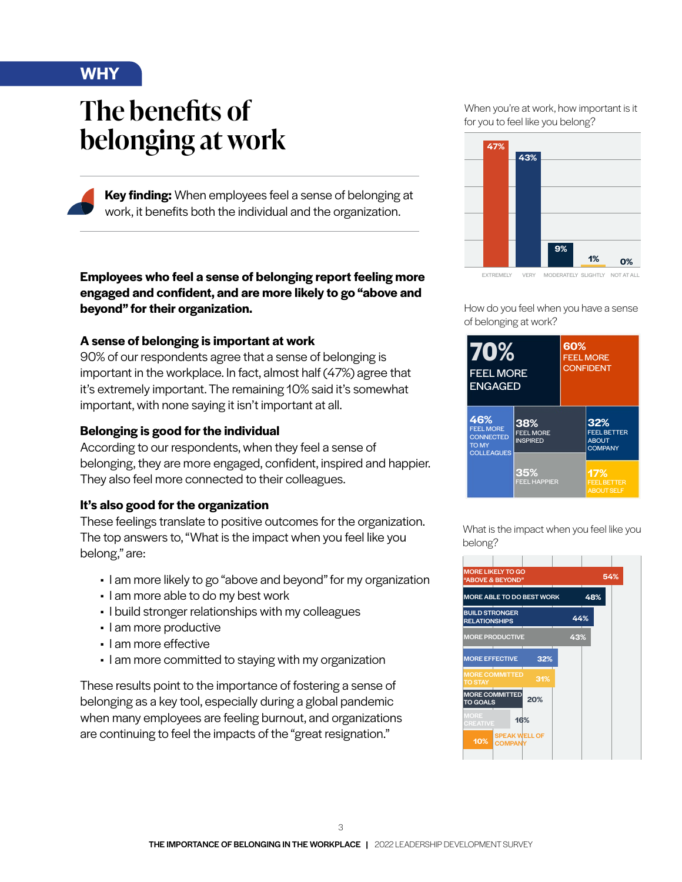WHY

# The benefits of belonging at work

**Key finding:** When employees feel a sense of belonging at work, it benefits both the individual and the organization.

**Employees who feel a sense of belonging report feeling more engaged and confident, and are more likely to go "above and beyond" for their organization.**

### A sense of belonging is important at work

90% of our respondents agree that a sense of belonging is important in the workplace. In fact, almost half (47%) agree that it's extremely important. The remaining 10% said it's somewhat important, with none saying it isn't important at all.

### Belonging is good for the individual

According to our respondents, when they feel a sense of belonging, they are more engaged, confident, inspired and happier. They also feel more connected to their colleagues.

### It's also good for the organization

These feelings translate to positive outcomes for the organization. The top answers to, "What is the impact when you feel like you belong," are:

- I am more likely to go "above and beyond" for my organization
- I am more able to do my best work
- I build stronger relationships with my colleagues
- I am more productive
- I am more effective
- I am more committed to staying with my organization

These results point to the importance of fostering a sense of belonging as a key tool, especially during a global pandemic when many employees are feeling burnout, and organizations are continuing to feel the impacts of the "great resignation."

When you're at work, how important is it for you to feel like you belong?

| Extremely | Very | Moderately | Slightly | Not at all |
|---|---|---|---|---|
| 47% | 43% | 9% | 1% | 0% |

How do you feel when you have a sense of belonging at work?

| Feeling | % |
|---|---|
| Feel more engaged | 70% |
| Feel more confident | 60% |
| Feel more connected to my colleagues | 46% |
| Feel more inspired | 38% |
| Feel happier | 35% |
| Feel better about company | 32% |
| Feel better about self | 17% |

What is the impact when you feel like you belong?

| Impact | % |
|---|---|
| More likely to go "above & beyond" | 54% |
| More able to do best work | 48% |
| Build stronger relationships | 44% |
| More productive | 43% |
| More effective | 32% |
| More committed to stay | 31% |
| More committed to goals | 20% |
| More creative | 16% |
| Speak well of company | 10% |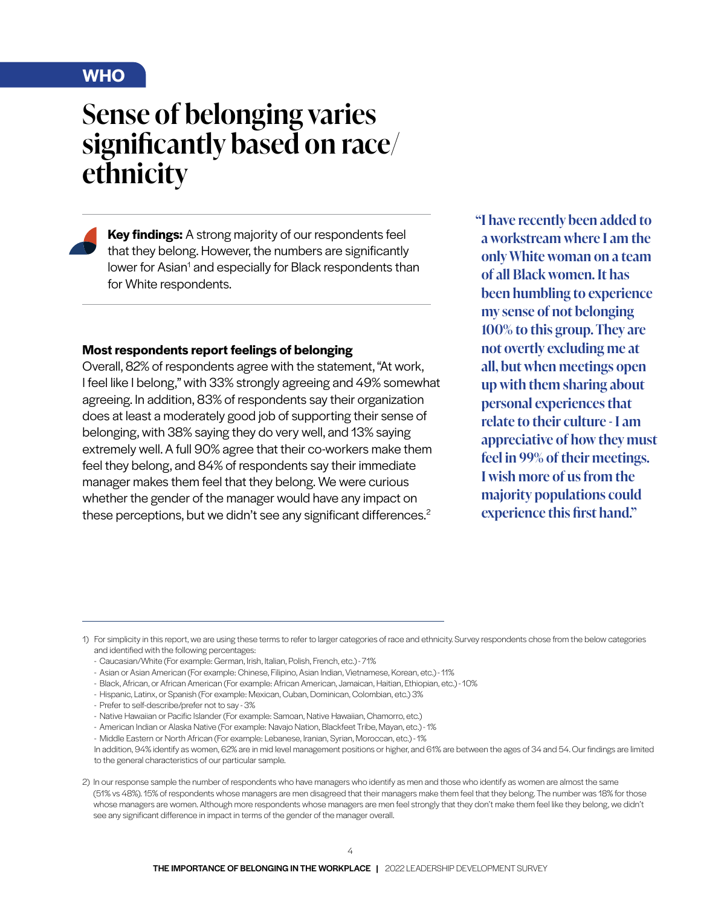WHO

# Sense of belonging varies significantly based on race/ethnicity

**Key findings:** A strong majority of our respondents feel that they belong. However, the numbers are significantly lower for Asian[1] and especially for Black respondents than for White respondents.

### Most respondents report feelings of belonging

Overall, 82% of respondents agree with the statement, "At work, I feel like I belong," with 33% strongly agreeing and 49% somewhat agreeing. In addition, 83% of respondents say their organization does at least a moderately good job of supporting their sense of belonging, with 38% saying they do very well, and 13% saying extremely well. A full 90% agree that their co-workers make them feel they belong, and 84% of respondents say their immediate manager makes them feel that they belong. We were curious whether the gender of the manager would have any impact on these perceptions, but we didn't see any significant differences.[2]

> **"I have recently been added to a workstream where I am the only White woman on a team of all Black women. It has been humbling to experience my sense of not belonging 100% to this group. They are not overtly excluding me at all, but when meetings open up with them sharing about personal experiences that relate to their culture - I am appreciative of how they must feel in 99% of their meetings. I wish more of us from the majority populations could experience this first hand."**

---

1) For simplicity in this report, we are using these terms to refer to larger categories of race and ethnicity. Survey respondents chose from the below categories and identified with the following percentages:

- Caucasian/White (For example: German, Irish, Italian, Polish, French, etc.) - 71%
- Asian or Asian American (For example: Chinese, Filipino, Asian Indian, Vietnamese, Korean, etc.) - 11%
- Black, African, or African American (For example: African American, Jamaican, Haitian, Ethiopian, etc.) - 10%
- Hispanic, Latinx, or Spanish (For example: Mexican, Cuban, Dominican, Colombian, etc.) 3%
- Prefer to self-describe/prefer not to say - 3%
- Native Hawaiian or Pacific Islander (For example: Samoan, Native Hawaiian, Chamorro, etc.)
- American Indian or Alaska Native (For example: Navajo Nation, Blackfeet Tribe, Mayan, etc.) - 1%
- Middle Eastern or North African (For example: Lebanese, Iranian, Syrian, Moroccan, etc.) - 1%

In addition, 94% identify as women, 62% are in mid level management positions or higher, and 61% are between the ages of 34 and 54. Our findings are limited to the general characteristics of our particular sample.

2) In our response sample the number of respondents who have managers who identify as men and those who identify as women are almost the same (51% vs 48%). 15% of respondents whose managers are men disagreed that their managers make them feel that they belong. The number was 18% for those whose managers are women. Although more respondents whose managers are men feel strongly that they don't make them feel like they belong, we didn't see any significant difference in impact in terms of the gender of the manager overall.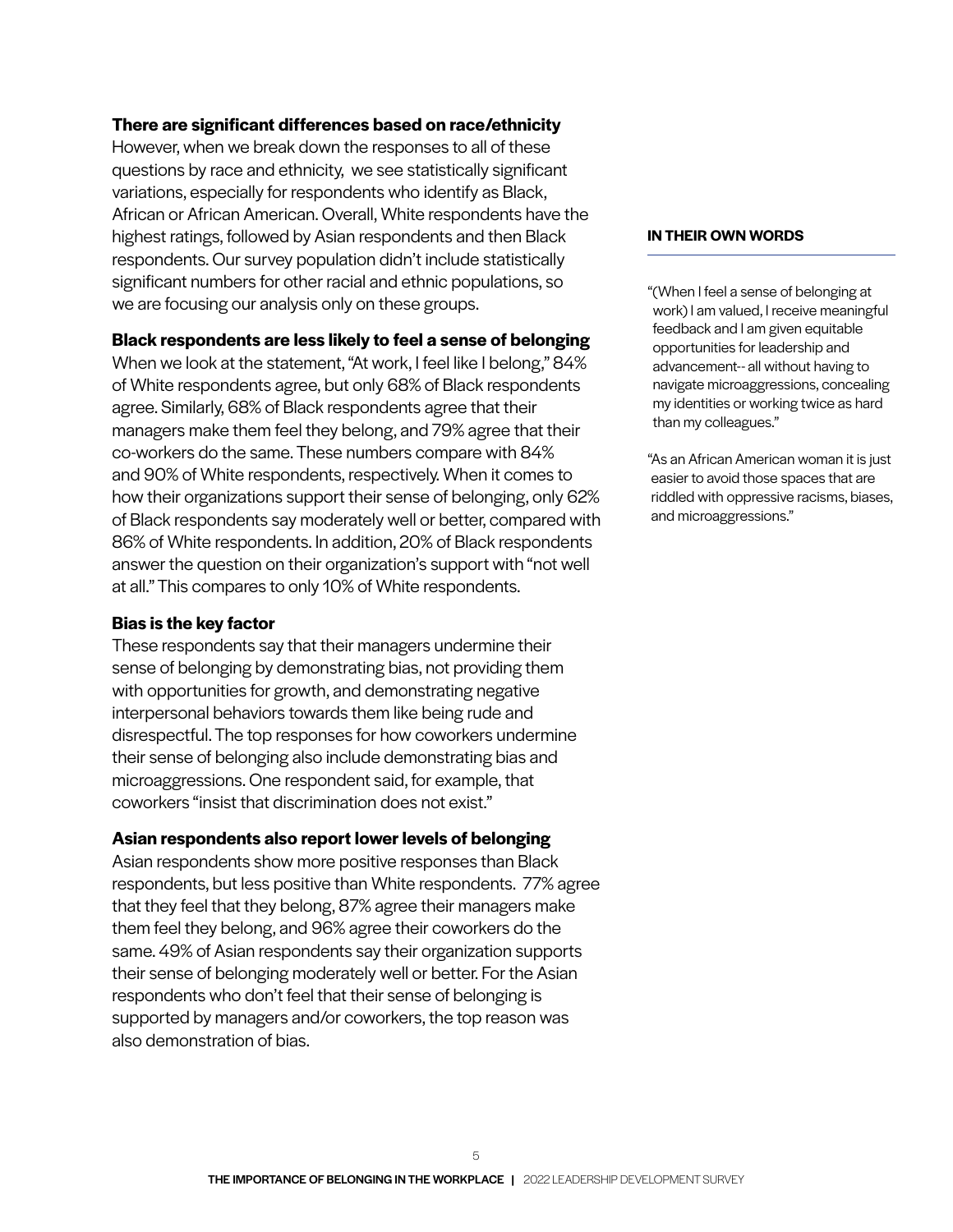### There are significant differences based on race/ethnicity

However, when we break down the responses to all of these questions by race and ethnicity, we see statistically significant variations, especially for respondents who identify as Black, African or African American. Overall, White respondents have the highest ratings, followed by Asian respondents and then Black respondents. Our survey population didn't include statistically significant numbers for other racial and ethnic populations, so we are focusing our analysis only on these groups.

### Black respondents are less likely to feel a sense of belonging

When we look at the statement, "At work, I feel like I belong," 84% of White respondents agree, but only 68% of Black respondents agree. Similarly, 68% of Black respondents agree that their managers make them feel they belong, and 79% agree that their co-workers do the same. These numbers compare with 84% and 90% of White respondents, respectively. When it comes to how their organizations support their sense of belonging, only 62% of Black respondents say moderately well or better, compared with 86% of White respondents. In addition, 20% of Black respondents answer the question on their organization's support with "not well at all." This compares to only 10% of White respondents.

### Bias is the key factor

These respondents say that their managers undermine their sense of belonging by demonstrating bias, not providing them with opportunities for growth, and demonstrating negative interpersonal behaviors towards them like being rude and disrespectful. The top responses for how coworkers undermine their sense of belonging also include demonstrating bias and microaggressions. One respondent said, for example, that coworkers "insist that discrimination does not exist."

### Asian respondents also report lower levels of belonging

Asian respondents show more positive responses than Black respondents, but less positive than White respondents. 77% agree that they feel that they belong, 87% agree their managers make them feel they belong, and 96% agree their coworkers do the same. 49% of Asian respondents say their organization supports their sense of belonging moderately well or better. For the Asian respondents who don't feel that their sense of belonging is supported by managers and/or coworkers, the top reason was also demonstration of bias.

**IN THEIR OWN WORDS**

"(When I feel a sense of belonging at work) I am valued, I receive meaningful feedback and I am given equitable opportunities for leadership and advancement-- all without having to navigate microaggressions, concealing my identities or working twice as hard than my colleagues."

"As an African American woman it is just easier to avoid those spaces that are riddled with oppressive racisms, biases, and microaggressions."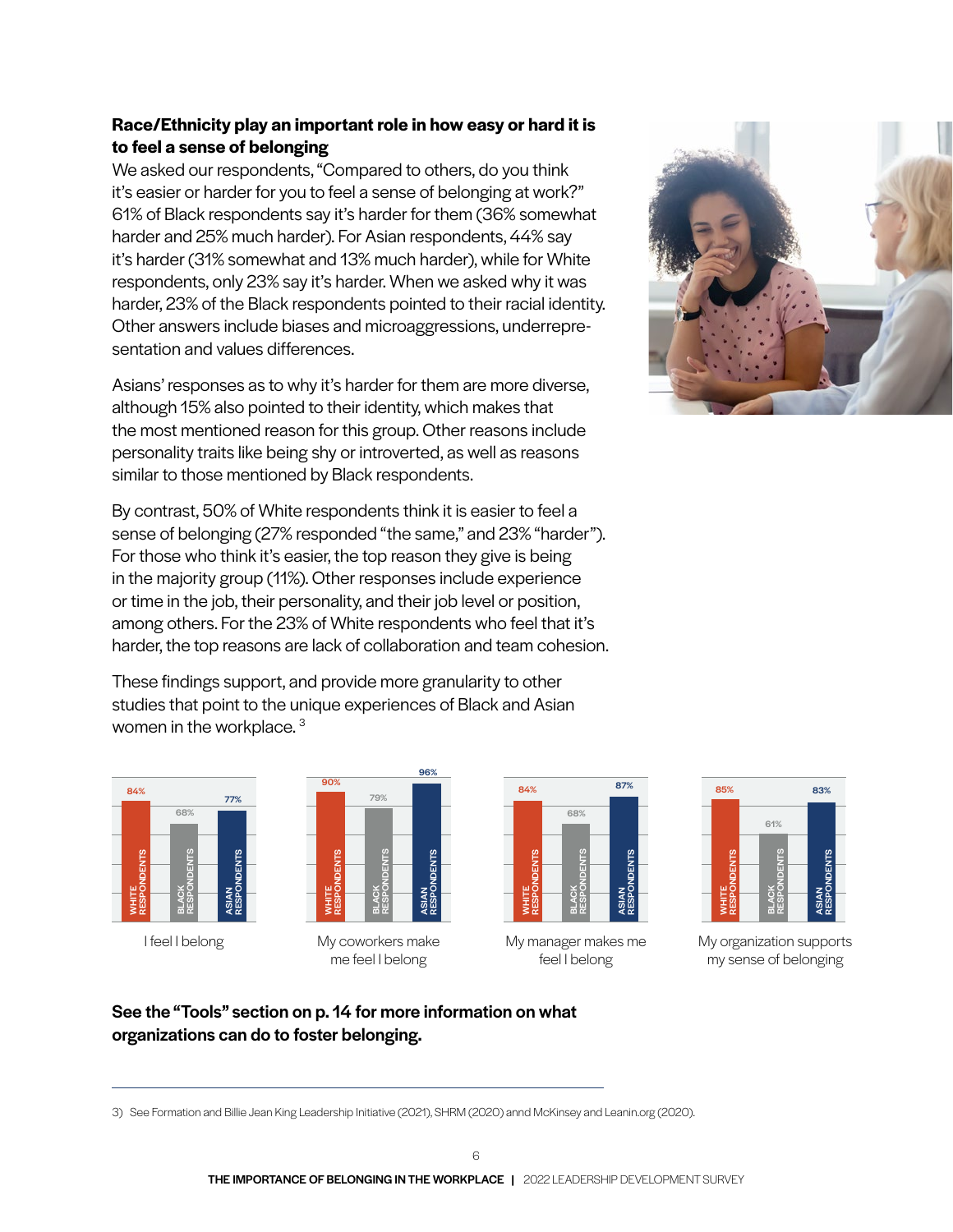**Race/Ethnicity play an important role in how easy or hard it is to feel a sense of belonging**

We asked our respondents, "Compared to others, do you think it's easier or harder for you to feel a sense of belonging at work?" 61% of Black respondents say it's harder for them (36% somewhat harder and 25% much harder). For Asian respondents, 44% say it's harder (31% somewhat and 13% much harder), while for White respondents, only 23% say it's harder. When we asked why it was harder, 23% of the Black respondents pointed to their racial identity. Other answers include biases and microaggressions, underrepresentation and values differences.

Asians' responses as to why it's harder for them are more diverse, although 15% also pointed to their identity, which makes that the most mentioned reason for this group. Other reasons include personality traits like being shy or introverted, as well as reasons similar to those mentioned by Black respondents.

By contrast, 50% of White respondents think it is easier to feel a sense of belonging (27% responded "the same," and 23% "harder"). For those who think it's easier, the top reason they give is being in the majority group (11%). Other responses include experience or time in the job, their personality, and their job level or position, among others. For the 23% of White respondents who feel that it's harder, the top reasons are lack of collaboration and team cohesion.

These findings support, and provide more granularity to other studies that point to the unique experiences of Black and Asian women in the workplace.[3]

| | White Respondents | Black Respondents | Asian Respondents |
|---|---|---|---|
| I feel I belong | 84% | 68% | 77% |
| My coworkers make me feel I belong | 90% | 79% | 96% |
| My manager makes me feel I belong | 84% | 68% | 87% |
| My organization supports my sense of belonging | 85% | 61% | 83% |

**See the "Tools" section on p. 14 for more information on what organizations can do to foster belonging.**

3) See Formation and Billie Jean King Leadership Initiative (2021), SHRM (2020) annd McKinsey and Leanin.org (2020).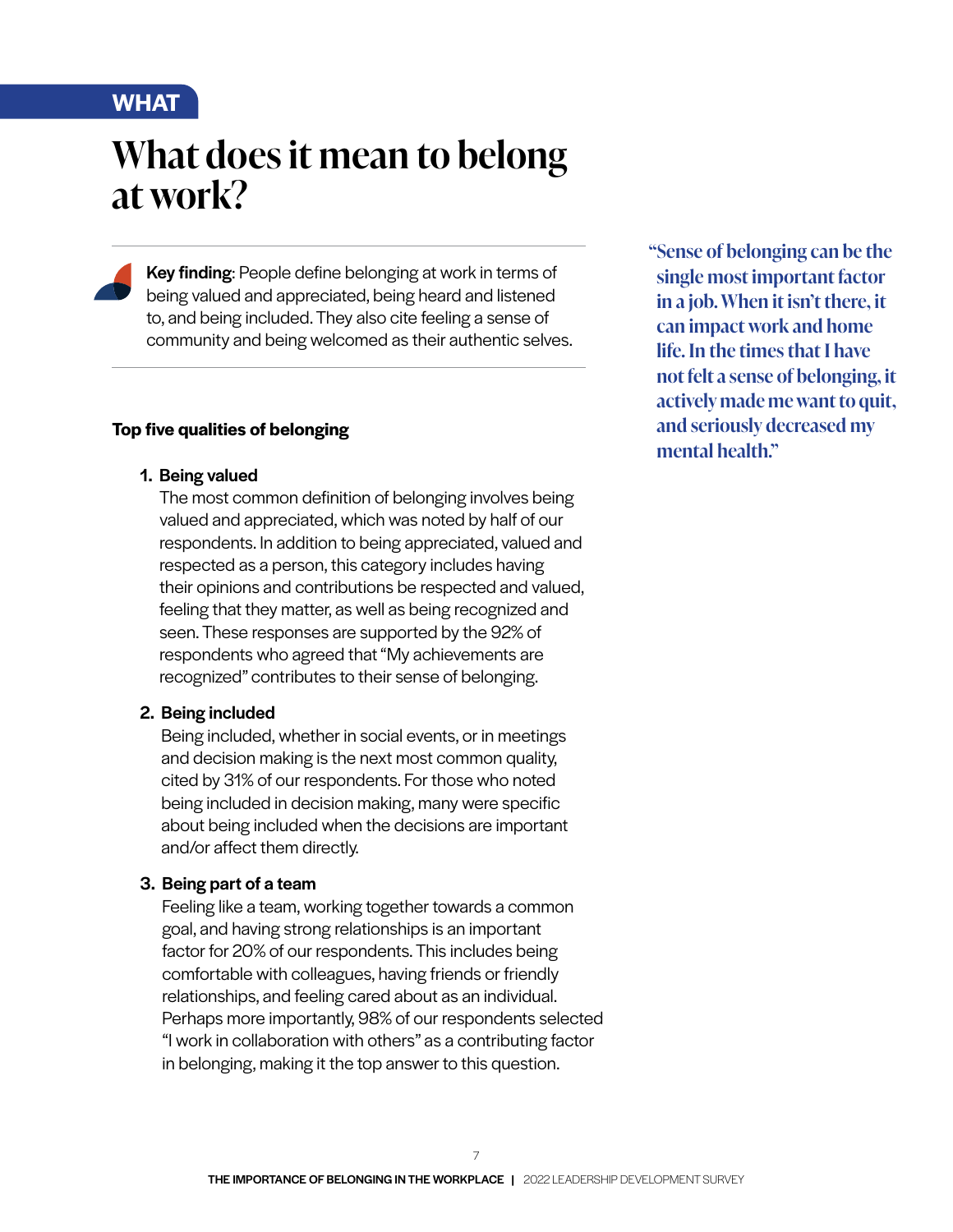WHAT

# What does it mean to belong at work?

**Key finding**: People define belonging at work in terms of being valued and appreciated, being heard and listened to, and being included. They also cite feeling a sense of community and being welcomed as their authentic selves.

> "Sense of belonging can be the single most important factor in a job. When it isn't there, it can impact work and home life. In the times that I have not felt a sense of belonging, it actively made me want to quit, and seriously decreased my mental health."

### Top five qualities of belonging

1. **Being valued**
   The most common definition of belonging involves being valued and appreciated, which was noted by half of our respondents. In addition to being appreciated, valued and respected as a person, this category includes having their opinions and contributions be respected and valued, feeling that they matter, as well as being recognized and seen. These responses are supported by the 92% of respondents who agreed that "My achievements are recognized" contributes to their sense of belonging.

2. **Being included**
   Being included, whether in social events, or in meetings and decision making is the next most common quality, cited by 31% of our respondents. For those who noted being included in decision making, many were specific about being included when the decisions are important and/or affect them directly.

3. **Being part of a team**
   Feeling like a team, working together towards a common goal, and having strong relationships is an important factor for 20% of our respondents. This includes being comfortable with colleagues, having friends or friendly relationships, and feeling cared about as an individual. Perhaps more importantly, 98% of our respondents selected "I work in collaboration with others" as a contributing factor in belonging, making it the top answer to this question.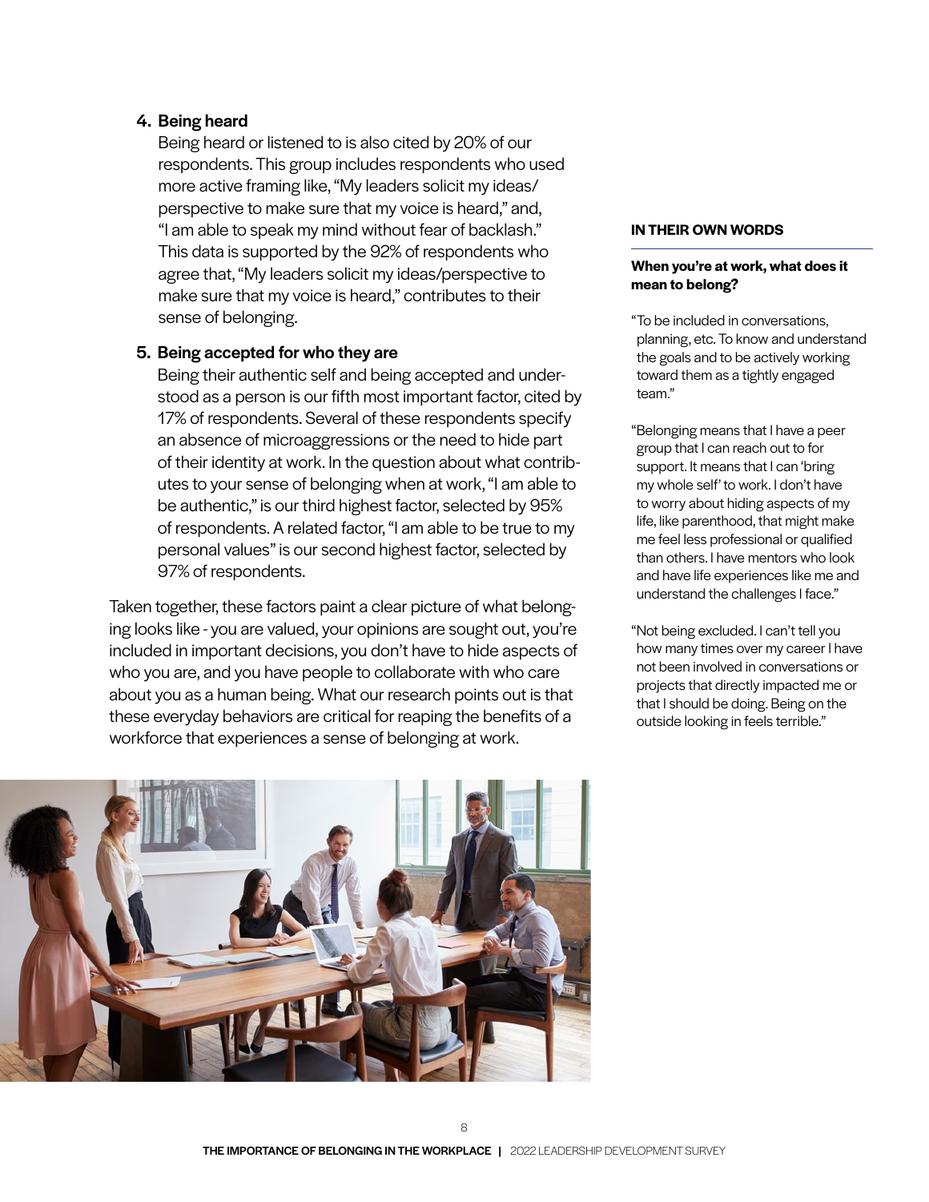4. **Being heard**
   Being heard or listened to is also cited by 20% of our respondents. This group includes respondents who used more active framing like, "My leaders solicit my ideas/perspective to make sure that my voice is heard," and, "I am able to speak my mind without fear of backlash." This data is supported by the 92% of respondents who agree that, "My leaders solicit my ideas/perspective to make sure that my voice is heard," contributes to their sense of belonging.

5. **Being accepted for who they are**
   Being their authentic self and being accepted and understood as a person is our fifth most important factor, cited by 17% of respondents. Several of these respondents specify an absence of microaggressions or the need to hide part of their identity at work. In the question about what contributes to your sense of belonging when at work, "I am able to be authentic," is our third highest factor, selected by 95% of respondents. A related factor, "I am able to be true to my personal values" is our second highest factor, selected by 97% of respondents.

Taken together, these factors paint a clear picture of what belonging looks like - you are valued, your opinions are sought out, you're included in important decisions, you don't have to hide aspects of who you are, and you have people to collaborate with who care about you as a human being. What our research points out is that these everyday behaviors are critical for reaping the benefits of a workforce that experiences a sense of belonging at work.

**IN THEIR OWN WORDS**

**When you're at work, what does it mean to belong?**

"To be included in conversations, planning, etc. To know and understand the goals and to be actively working toward them as a tightly engaged team."

"Belonging means that I have a peer group that I can reach out to for support. It means that I can 'bring my whole self' to work. I don't have to worry about hiding aspects of my life, like parenthood, that might make me feel less professional or qualified than others. I have mentors who look and have life experiences like me and understand the challenges I face."

"Not being excluded. I can't tell you how many times over my career I have not been involved in conversations or projects that directly impacted me or that I should be doing. Being on the outside looking in feels terrible."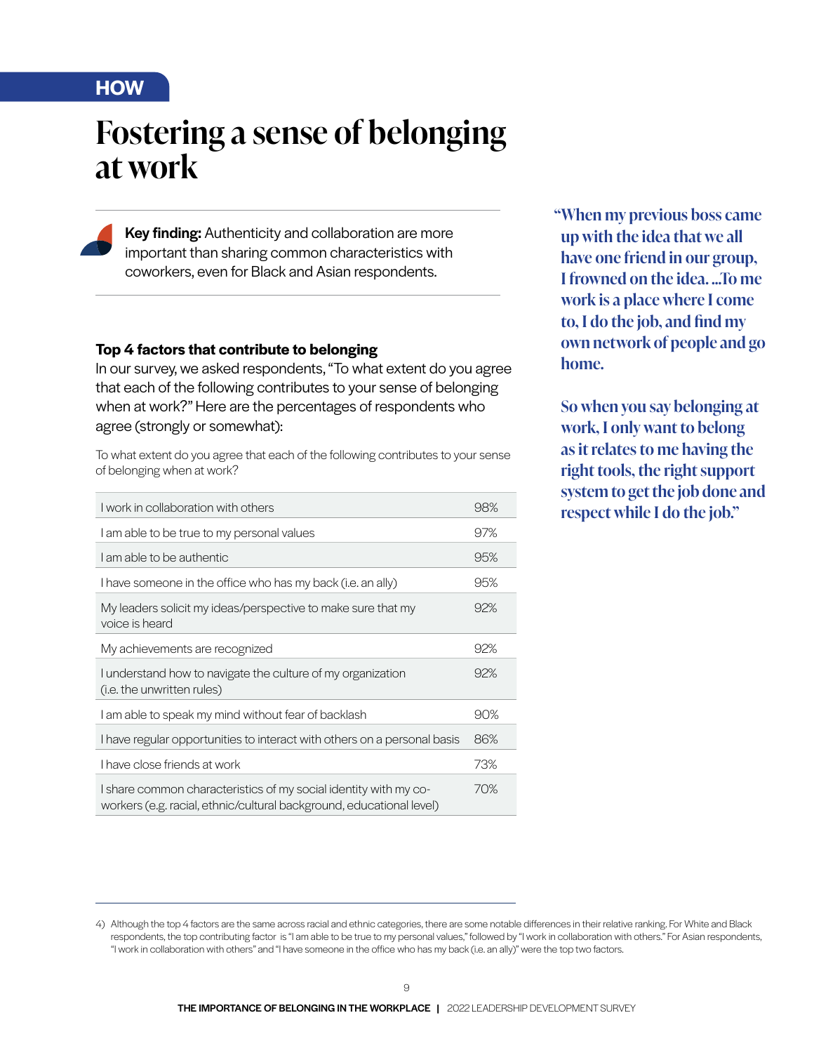HOW

# Fostering a sense of belonging at work

**Key finding:** Authenticity and collaboration are more important than sharing common characteristics with coworkers, even for Black and Asian respondents.

### Top 4 factors that contribute to belonging

In our survey, we asked respondents, "To what extent do you agree that each of the following contributes to your sense of belonging when at work?" Here are the percentages of respondents who agree (strongly or somewhat):

To what extent do you agree that each of the following contributes to your sense of belonging when at work?

| Statement | % |
|---|---|
| I work in collaboration with others | 98% |
| I am able to be true to my personal values | 97% |
| I am able to be authentic | 95% |
| I have someone in the office who has my back (i.e. an ally) | 95% |
| My leaders solicit my ideas/perspective to make sure that my voice is heard | 92% |
| My achievements are recognized | 92% |
| I understand how to navigate the culture of my organization (i.e. the unwritten rules) | 92% |
| I am able to speak my mind without fear of backlash | 90% |
| I have regular opportunities to interact with others on a personal basis | 86% |
| I have close friends at work | 73% |
| I share common characteristics of my social identity with my co-workers (e.g. racial, ethnic/cultural background, educational level) | 70% |

**"When my previous boss came up with the idea that we all have one friend in our group, I frowned on the idea. ...To me work is a place where I come to, I do the job, and find my own network of people and go home.**

**So when you say belonging at work, I only want to belong as it relates to me having the right tools, the right support system to get the job done and respect while I do the job."**

4) Although the top 4 factors are the same across racial and ethnic categories, there are some notable differences in their relative ranking. For White and Black respondents, the top contributing factor is "I am able to be true to my personal values," followed by "I work in collaboration with others." For Asian respondents, "I work in collaboration with others" and "I have someone in the office who has my back (i.e. an ally)" were the top two factors.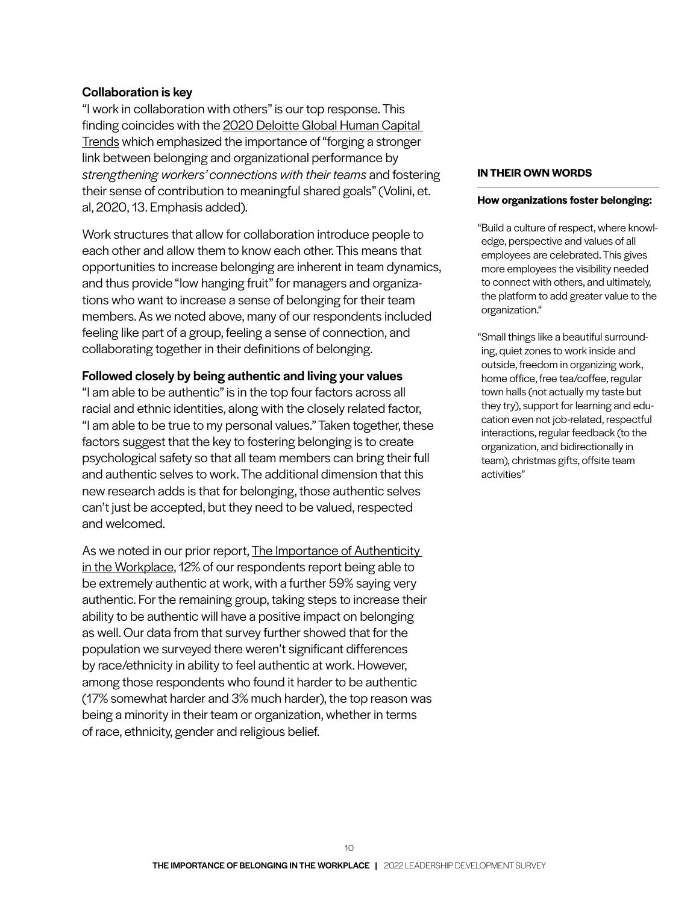**Collaboration is key**

"I work in collaboration with others" is our top response. This finding coincides with the 2020 Deloitte Global Human Capital Trends which emphasized the importance of "forging a stronger link between belonging and organizational performance by *strengthening workers' connections with their teams* and fostering their sense of contribution to meaningful shared goals" (Volini, et. al, 2020, 13. Emphasis added).

Work structures that allow for collaboration introduce people to each other and allow them to know each other. This means that opportunities to increase belonging are inherent in team dynamics, and thus provide "low hanging fruit" for managers and organizations who want to increase a sense of belonging for their team members. As we noted above, many of our respondents included feeling like part of a group, feeling a sense of connection, and collaborating together in their definitions of belonging.

**Followed closely by being authentic and living your values**

"I am able to be authentic" is in the top four factors across all racial and ethnic identities, along with the closely related factor, "I am able to be true to my personal values." Taken together, these factors suggest that the key to fostering belonging is to create psychological safety so that all team members can bring their full and authentic selves to work. The additional dimension that this new research adds is that for belonging, those authentic selves can't just be accepted, but they need to be valued, respected and welcomed.

As we noted in our prior report, The Importance of Authenticity in the Workplace, 12% of our respondents report being able to be extremely authentic at work, with a further 59% saying very authentic. For the remaining group, taking steps to increase their ability to be authentic will have a positive impact on belonging as well. Our data from that survey further showed that for the population we surveyed there weren't significant differences by race/ethnicity in ability to feel authentic at work. However, among those respondents who found it harder to be authentic (17% somewhat harder and 3% much harder), the top reason was being a minority in their team or organization, whether in terms of race, ethnicity, gender and religious belief.

**IN THEIR OWN WORDS**

**How organizations foster belonging:**

"Build a culture of respect, where knowledge, perspective and values of all employees are celebrated. This gives more employees the visibility needed to connect with others, and ultimately, the platform to add greater value to the organization."

"Small things like a beautiful surrounding, quiet zones to work inside and outside, freedom in organizing work, home office, free tea/coffee, regular town halls (not actually my taste but they try), support for learning and education even not job-related, respectful interactions, regular feedback (to the organization, and bidirectionally in team), christmas gifts, offsite team activities"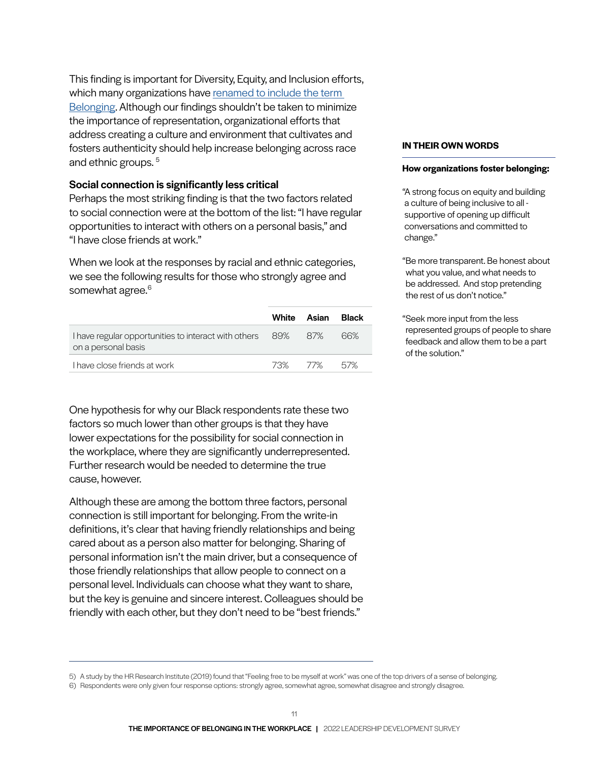This finding is important for Diversity, Equity, and Inclusion efforts, which many organizations have renamed to include the term Belonging. Although our findings shouldn't be taken to minimize the importance of representation, organizational efforts that address creating a culture and environment that cultivates and fosters authenticity should help increase belonging across race and ethnic groups. [5]

### Social connection is significantly less critical

Perhaps the most striking finding is that the two factors related to social connection were at the bottom of the list: "I have regular opportunities to interact with others on a personal basis," and "I have close friends at work."

When we look at the responses by racial and ethnic categories, we see the following results for those who strongly agree and somewhat agree.[6]

| | White | Asian | Black |
|---|---|---|---|
| I have regular opportunities to interact with others on a personal basis | 89% | 87% | 66% |
| I have close friends at work | 73% | 77% | 57% |

One hypothesis for why our Black respondents rate these two factors so much lower than other groups is that they have lower expectations for the possibility for social connection in the workplace, where they are significantly underrepresented. Further research would be needed to determine the true cause, however.

Although these are among the bottom three factors, personal connection is still important for belonging. From the write-in definitions, it's clear that having friendly relationships and being cared about as a person also matter for belonging. Sharing of personal information isn't the main driver, but a consequence of those friendly relationships that allow people to connect on a personal level. Individuals can choose what they want to share, but the key is genuine and sincere interest. Colleagues should be friendly with each other, but they don't need to be "best friends."

**IN THEIR OWN WORDS**

**How organizations foster belonging:**

"A strong focus on equity and building a culture of being inclusive to all - supportive of opening up difficult conversations and committed to change."

"Be more transparent. Be honest about what you value, and what needs to be addressed. And stop pretending the rest of us don't notice."

"Seek more input from the less represented groups of people to share feedback and allow them to be a part of the solution."

5) A study by the HR Research Institute (2019) found that "Feeling free to be myself at work" was one of the top drivers of a sense of belonging.

6) Respondents were only given four response options: strongly agree, somewhat agree, somewhat disagree and strongly disagree.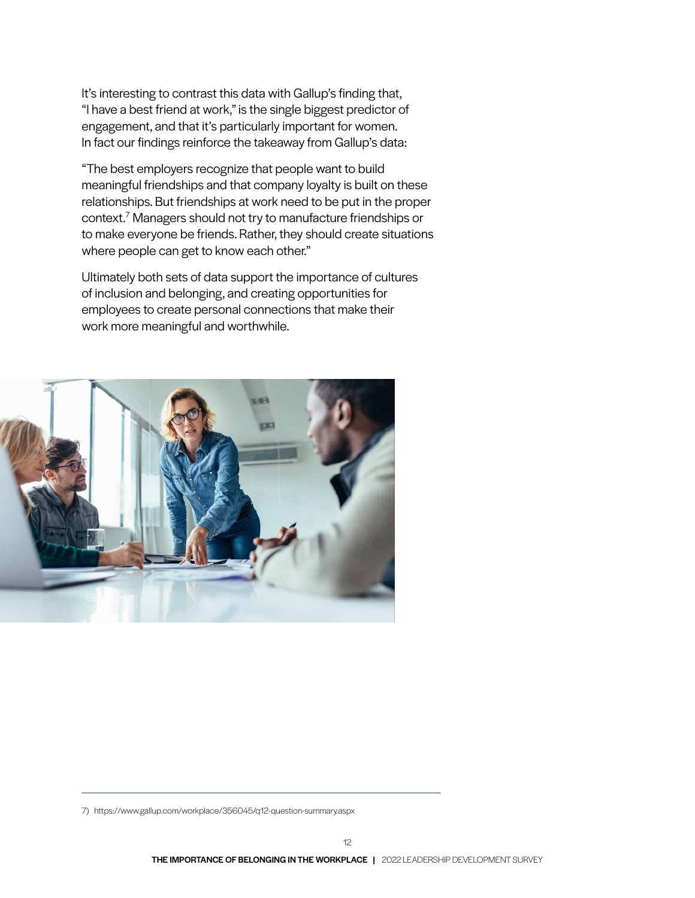It's interesting to contrast this data with Gallup's finding that, "I have a best friend at work," is the single biggest predictor of engagement, and that it's particularly important for women. In fact our findings reinforce the takeaway from Gallup's data:

"The best employers recognize that people want to build meaningful friendships and that company loyalty is built on these relationships. But friendships at work need to be put in the proper context.[7] Managers should not try to manufacture friendships or to make everyone be friends. Rather, they should create situations where people can get to know each other."

Ultimately both sets of data support the importance of cultures of inclusion and belonging, and creating opportunities for employees to create personal connections that make their work more meaningful and worthwhile.

7) https://www.gallup.com/workplace/356045/q12-question-summary.aspx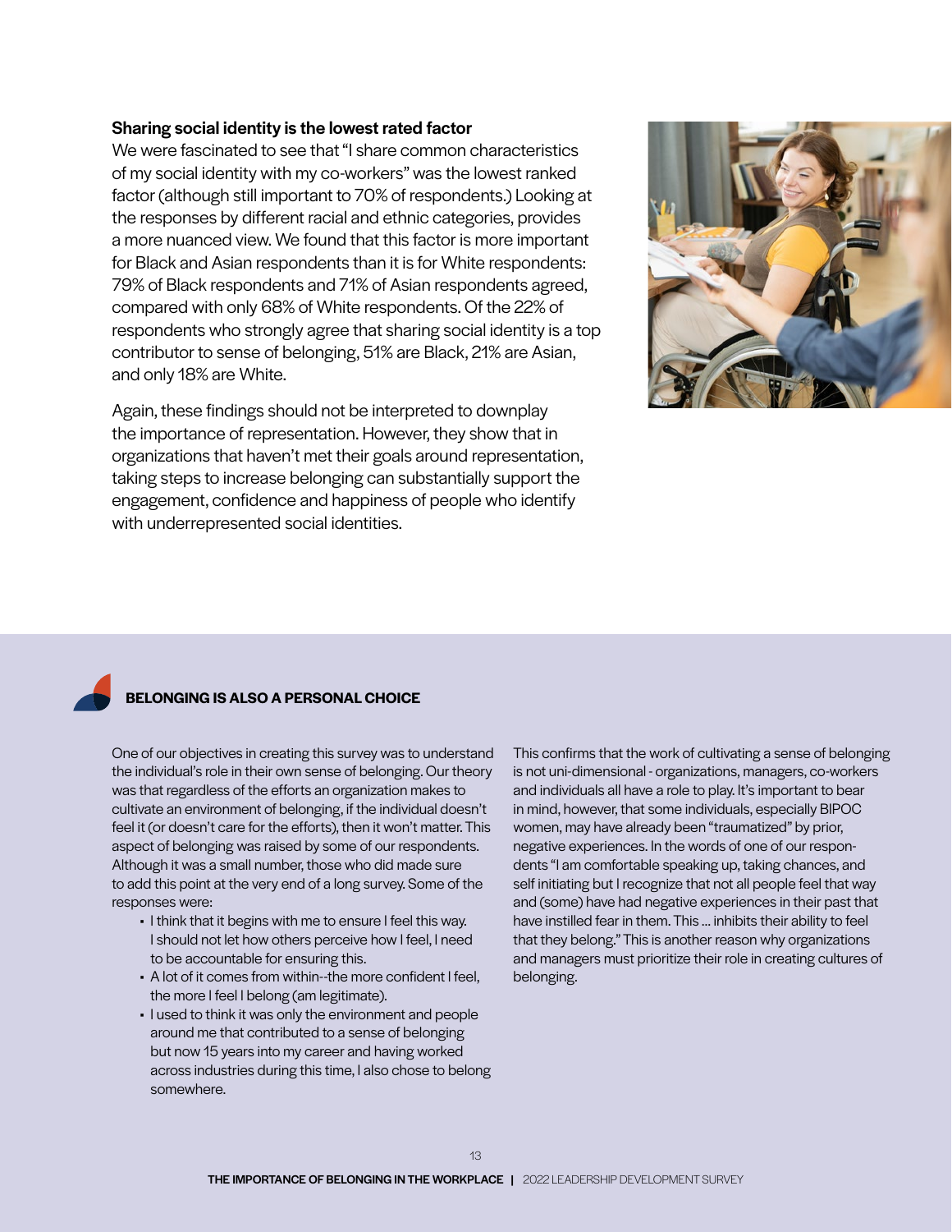### Sharing social identity is the lowest rated factor

We were fascinated to see that "I share common characteristics of my social identity with my co-workers" was the lowest ranked factor (although still important to 70% of respondents.) Looking at the responses by different racial and ethnic categories, provides a more nuanced view. We found that this factor is more important for Black and Asian respondents than it is for White respondents: 79% of Black respondents and 71% of Asian respondents agreed, compared with only 68% of White respondents. Of the 22% of respondents who strongly agree that sharing social identity is a top contributor to sense of belonging, 51% are Black, 21% are Asian, and only 18% are White.

Again, these findings should not be interpreted to downplay the importance of representation. However, they show that in organizations that haven't met their goals around representation, taking steps to increase belonging can substantially support the engagement, confidence and happiness of people who identify with underrepresented social identities.

## BELONGING IS ALSO A PERSONAL CHOICE

One of our objectives in creating this survey was to understand the individual's role in their own sense of belonging. Our theory was that regardless of the efforts an organization makes to cultivate an environment of belonging, if the individual doesn't feel it (or doesn't care for the efforts), then it won't matter. This aspect of belonging was raised by some of our respondents. Although it was a small number, those who did made sure to add this point at the very end of a long survey. Some of the responses were:

- I think that it begins with me to ensure I feel this way. I should not let how others perceive how I feel, I need to be accountable for ensuring this.
- A lot of it comes from within--the more confident I feel, the more I feel I belong (am legitimate).
- I used to think it was only the environment and people around me that contributed to a sense of belonging but now 15 years into my career and having worked across industries during this time, I also chose to belong somewhere.

This confirms that the work of cultivating a sense of belonging is not uni-dimensional - organizations, managers, co-workers and individuals all have a role to play. It's important to bear in mind, however, that some individuals, especially BIPOC women, may have already been "traumatized" by prior, negative experiences. In the words of one of our respondents "I am comfortable speaking up, taking chances, and self initiating but I recognize that not all people feel that way and (some) have had negative experiences in their past that have instilled fear in them. This ... inhibits their ability to feel that they belong." This is another reason why organizations and managers must prioritize their role in creating cultures of belonging.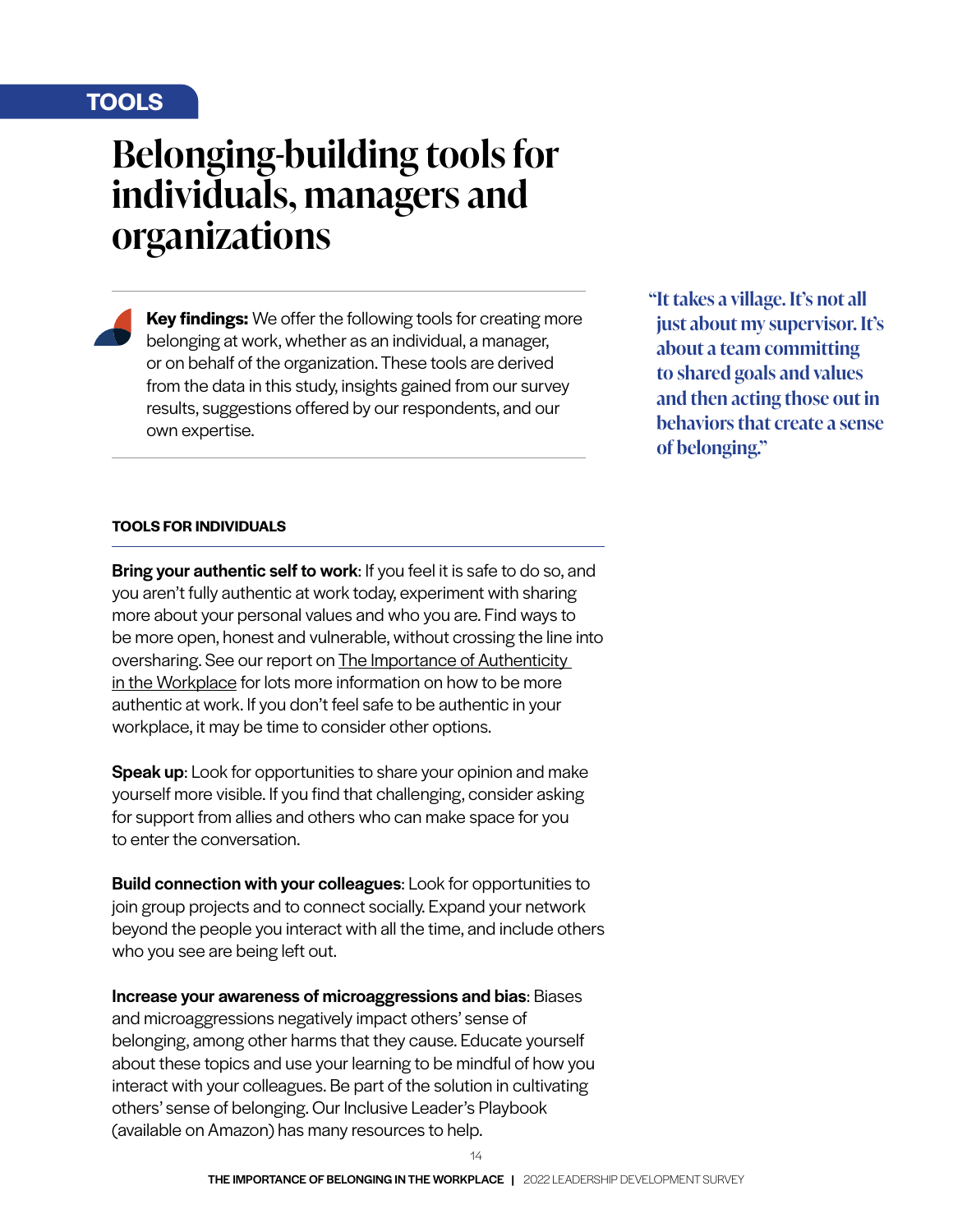TOOLS

# Belonging-building tools for individuals, managers and organizations

**Key findings:** We offer the following tools for creating more belonging at work, whether as an individual, a manager, or on behalf of the organization. These tools are derived from the data in this study, insights gained from our survey results, suggestions offered by our respondents, and our own expertise.

> "It takes a village. It's not all just about my supervisor. It's about a team committing to shared goals and values and then acting those out in behaviors that create a sense of belonging."

### TOOLS FOR INDIVIDUALS

**Bring your authentic self to work**: If you feel it is safe to do so, and you aren't fully authentic at work today, experiment with sharing more about your personal values and who you are. Find ways to be more open, honest and vulnerable, without crossing the line into oversharing. See our report on The Importance of Authenticity in the Workplace for lots more information on how to be more authentic at work. If you don't feel safe to be authentic in your workplace, it may be time to consider other options.

**Speak up**: Look for opportunities to share your opinion and make yourself more visible. If you find that challenging, consider asking for support from allies and others who can make space for you to enter the conversation.

**Build connection with your colleagues**: Look for opportunities to join group projects and to connect socially. Expand your network beyond the people you interact with all the time, and include others who you see are being left out.

**Increase your awareness of microaggressions and bias**: Biases and microaggressions negatively impact others' sense of belonging, among other harms that they cause. Educate yourself about these topics and use your learning to be mindful of how you interact with your colleagues. Be part of the solution in cultivating others' sense of belonging. Our Inclusive Leader's Playbook (available on Amazon) has many resources to help.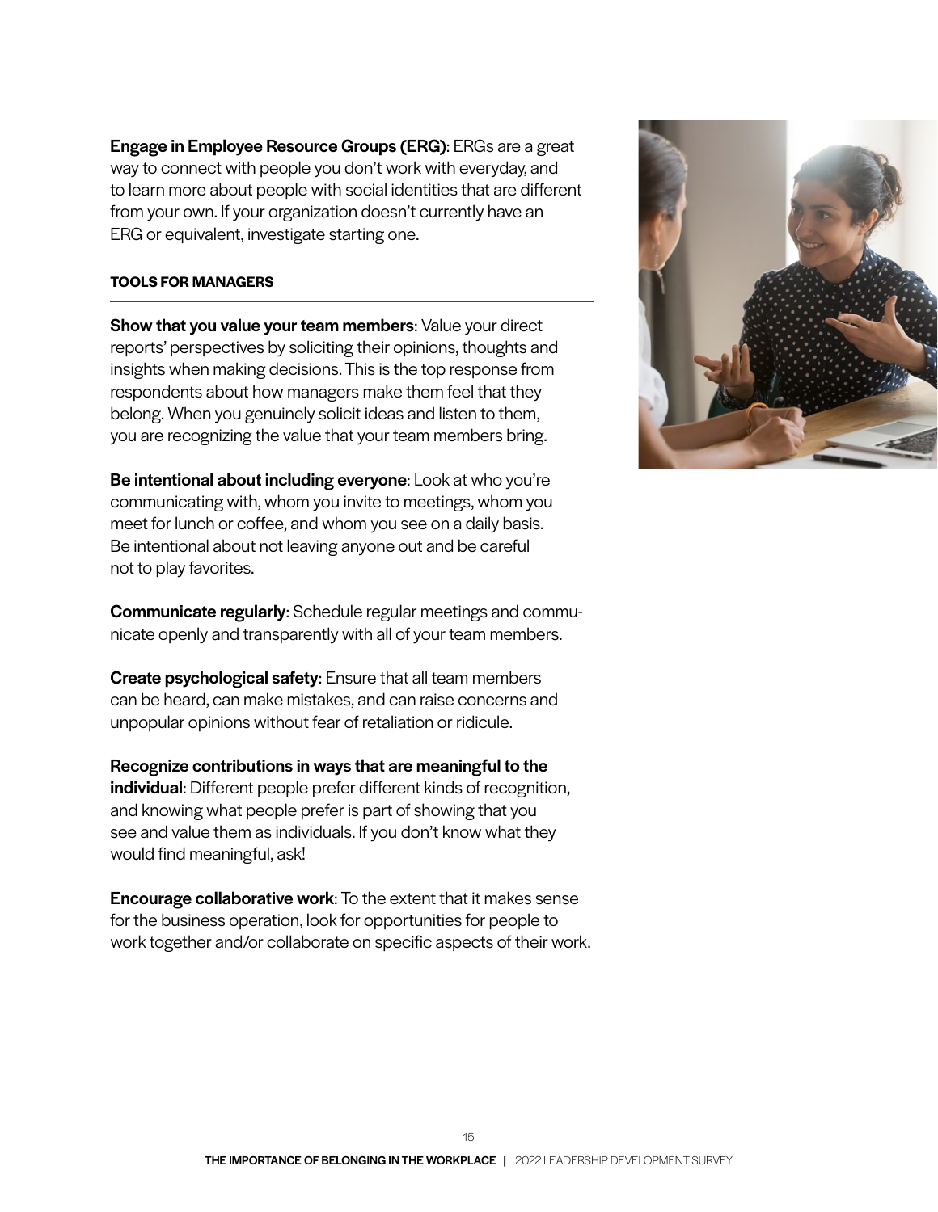**Engage in Employee Resource Groups (ERG)**: ERGs are a great way to connect with people you don't work with everyday, and to learn more about people with social identities that are different from your own. If your organization doesn't currently have an ERG or equivalent, investigate starting one.

#### TOOLS FOR MANAGERS

**Show that you value your team members**: Value your direct reports' perspectives by soliciting their opinions, thoughts and insights when making decisions. This is the top response from respondents about how managers make them feel that they belong. When you genuinely solicit ideas and listen to them, you are recognizing the value that your team members bring.

**Be intentional about including everyone**: Look at who you're communicating with, whom you invite to meetings, whom you meet for lunch or coffee, and whom you see on a daily basis. Be intentional about not leaving anyone out and be careful not to play favorites.

**Communicate regularly**: Schedule regular meetings and communicate openly and transparently with all of your team members.

**Create psychological safety**: Ensure that all team members can be heard, can make mistakes, and can raise concerns and unpopular opinions without fear of retaliation or ridicule.

**Recognize contributions in ways that are meaningful to the individual**: Different people prefer different kinds of recognition, and knowing what people prefer is part of showing that you see and value them as individuals. If you don't know what they would find meaningful, ask!

**Encourage collaborative work**: To the extent that it makes sense for the business operation, look for opportunities for people to work together and/or collaborate on specific aspects of their work.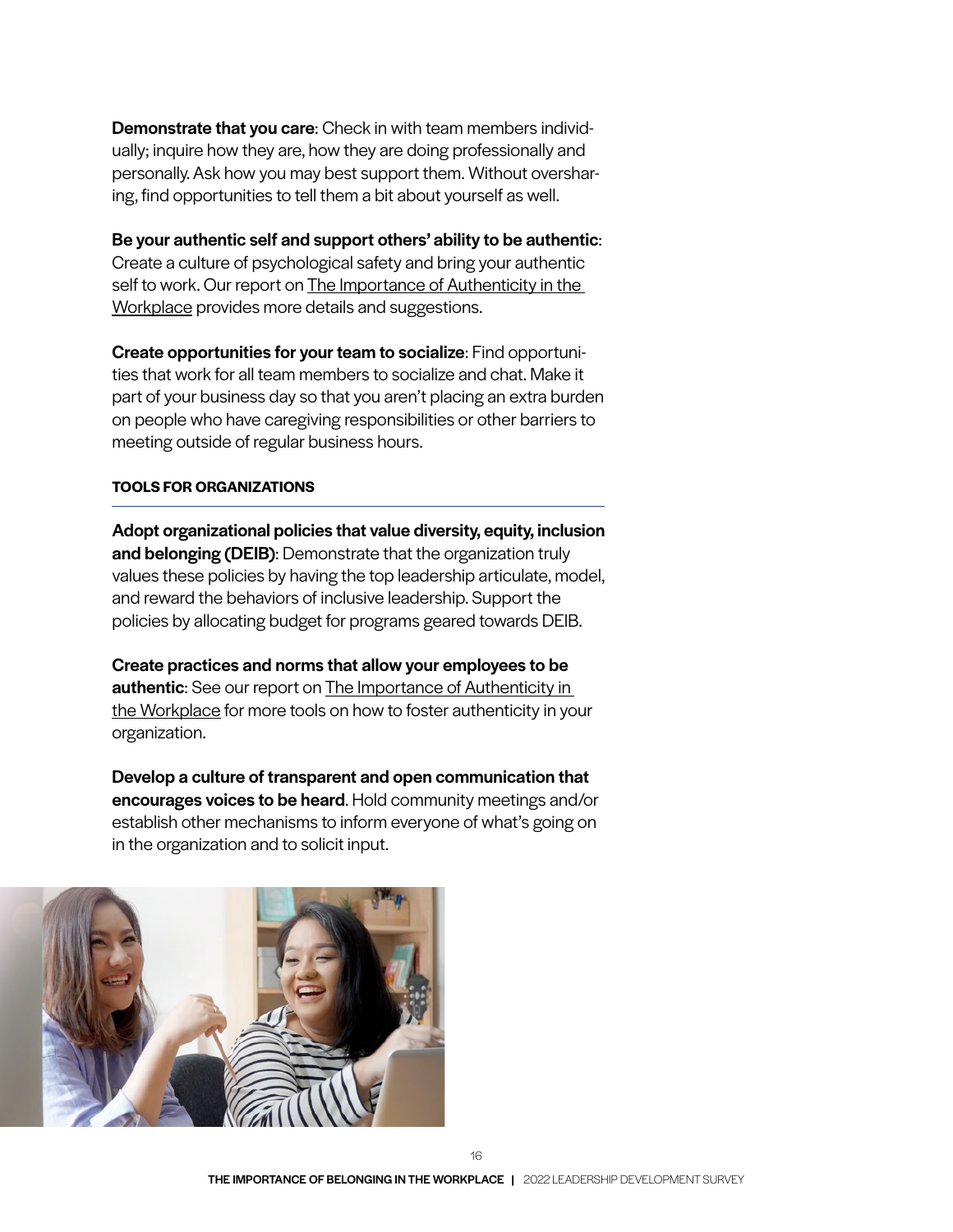**Demonstrate that you care**: Check in with team members individually; inquire how they are, how they are doing professionally and personally. Ask how you may best support them. Without oversharing, find opportunities to tell them a bit about yourself as well.

**Be your authentic self and support others' ability to be authentic**: Create a culture of psychological safety and bring your authentic self to work. Our report on The Importance of Authenticity in the Workplace provides more details and suggestions.

**Create opportunities for your team to socialize**: Find opportunities that work for all team members to socialize and chat. Make it part of your business day so that you aren't placing an extra burden on people who have caregiving responsibilities or other barriers to meeting outside of regular business hours.

#### TOOLS FOR ORGANIZATIONS

**Adopt organizational policies that value diversity, equity, inclusion and belonging (DEIB)**: Demonstrate that the organization truly values these policies by having the top leadership articulate, model, and reward the behaviors of inclusive leadership. Support the policies by allocating budget for programs geared towards DEIB.

**Create practices and norms that allow your employees to be authentic**: See our report on The Importance of Authenticity in the Workplace for more tools on how to foster authenticity in your organization.

**Develop a culture of transparent and open communication that encourages voices to be heard**. Hold community meetings and/or establish other mechanisms to inform everyone of what's going on in the organization and to solicit input.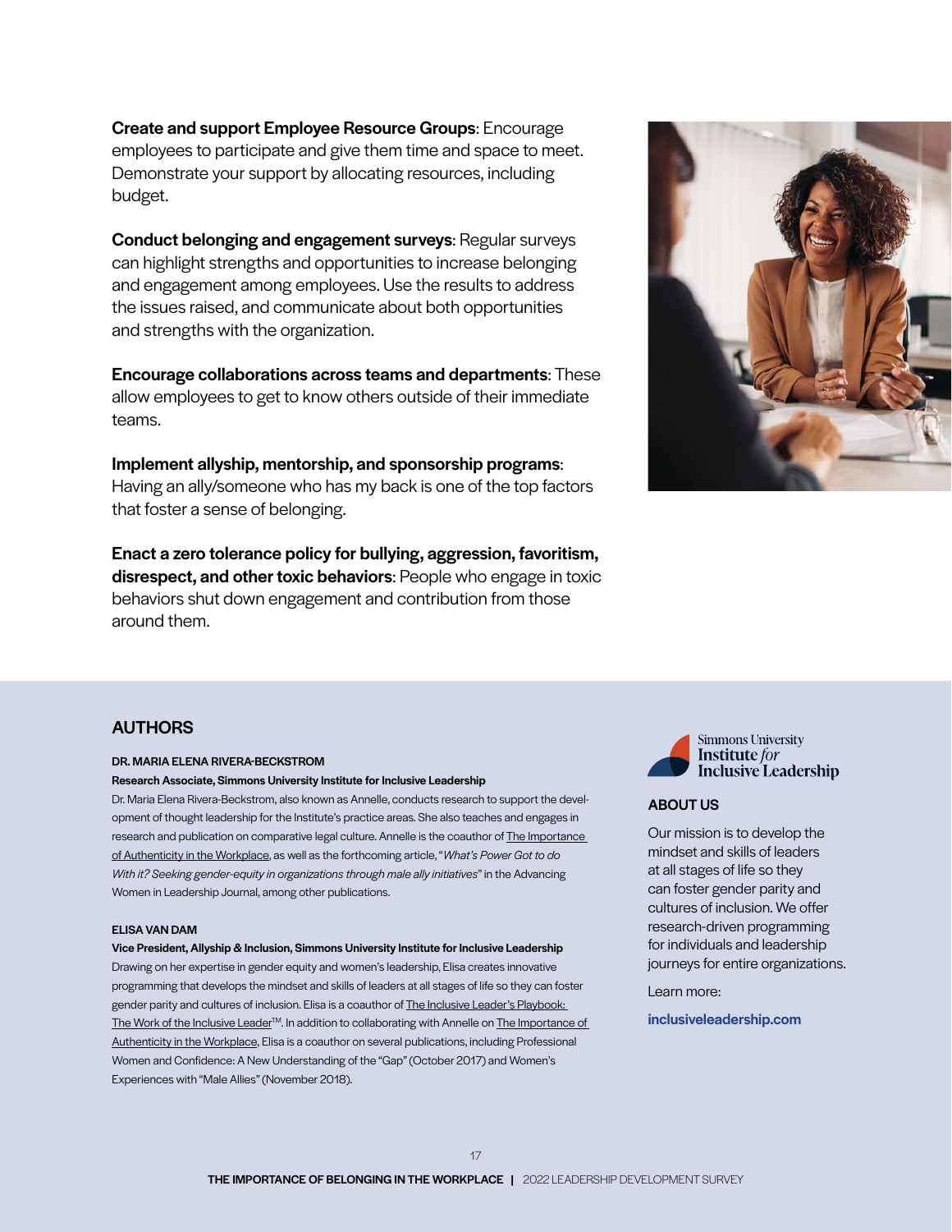**Create and support Employee Resource Groups**: Encourage employees to participate and give them time and space to meet. Demonstrate your support by allocating resources, including budget.

**Conduct belonging and engagement surveys**: Regular surveys can highlight strengths and opportunities to increase belonging and engagement among employees. Use the results to address the issues raised, and communicate about both opportunities and strengths with the organization.

**Encourage collaborations across teams and departments**: These allow employees to get to know others outside of their immediate teams.

**Implement allyship, mentorship, and sponsorship programs**: Having an ally/someone who has my back is one of the top factors that foster a sense of belonging.

**Enact a zero tolerance policy for bullying, aggression, favoritism, disrespect, and other toxic behaviors**: People who engage in toxic behaviors shut down engagement and contribution from those around them.

## AUTHORS

**DR. MARIA ELENA RIVERA-BECKSTROM**

**Research Associate, Simmons University Institute for Inclusive Leadership**

Dr. Maria Elena Rivera-Beckstrom, also known as Annelle, conducts research to support the development of thought leadership for the Institute's practice areas. She also teaches and engages in research and publication on comparative legal culture. Annelle is the coauthor of The Importance of Authenticity in the Workplace, as well as the forthcoming article, "*What's Power Got to do With it? Seeking gender-equity in organizations through male ally initiatives*" in the Advancing Women in Leadership Journal, among other publications.

**ELISA VAN DAM**

**Vice President, Allyship & Inclusion, Simmons University Institute for Inclusive Leadership**

Drawing on her expertise in gender equity and women's leadership, Elisa creates innovative programming that develops the mindset and skills of leaders at all stages of life so they can foster gender parity and cultures of inclusion. Elisa is a coauthor of The Inclusive Leader's Playbook: The Work of the Inclusive Leader™. In addition to collaborating with Annelle on The Importance of Authenticity in the Workplace, Elisa is a coauthor on several publications, including Professional Women and Confidence: A New Understanding of the "Gap" (October 2017) and Women's Experiences with "Male Allies" (November 2018).

Simmons University Institute *for* Inclusive Leadership

## ABOUT US

Our mission is to develop the mindset and skills of leaders at all stages of life so they can foster gender parity and cultures of inclusion. We offer research-driven programming for individuals and leadership journeys for entire organizations.

Learn more:

**inclusiveleadership.com**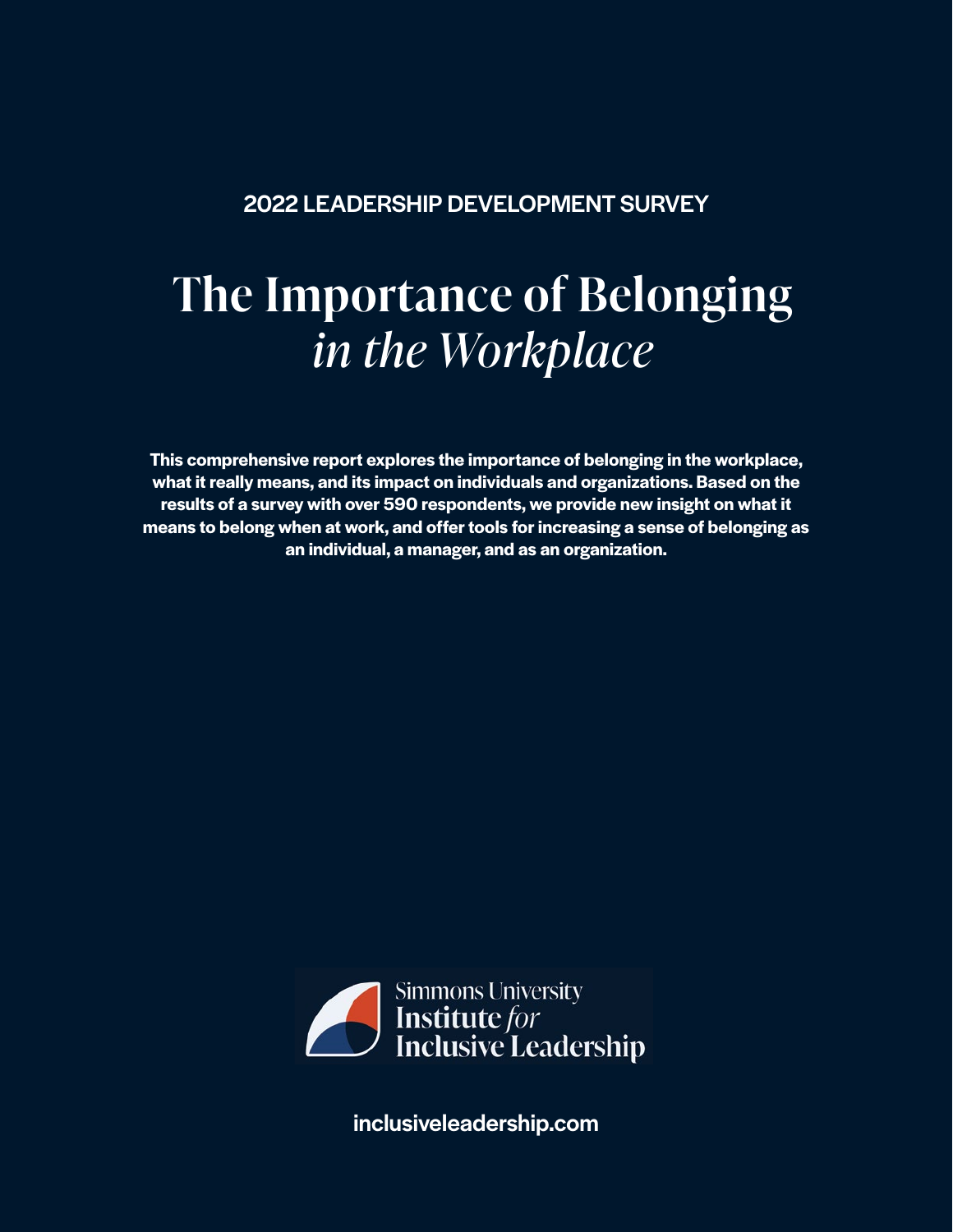2022 LEADERSHIP DEVELOPMENT SURVEY

# The Importance of Belonging *in the Workplace*

**This comprehensive report explores the importance of belonging in the workplace, what it really means, and its impact on individuals and organizations. Based on the results of a survey with over 590 respondents, we provide new insight on what it means to belong when at work, and offer tools for increasing a sense of belonging as an individual, a manager, and as an organization.**

Simmons University
**Institute** *for*
**Inclusive Leadership**

**inclusiveleadership.com**